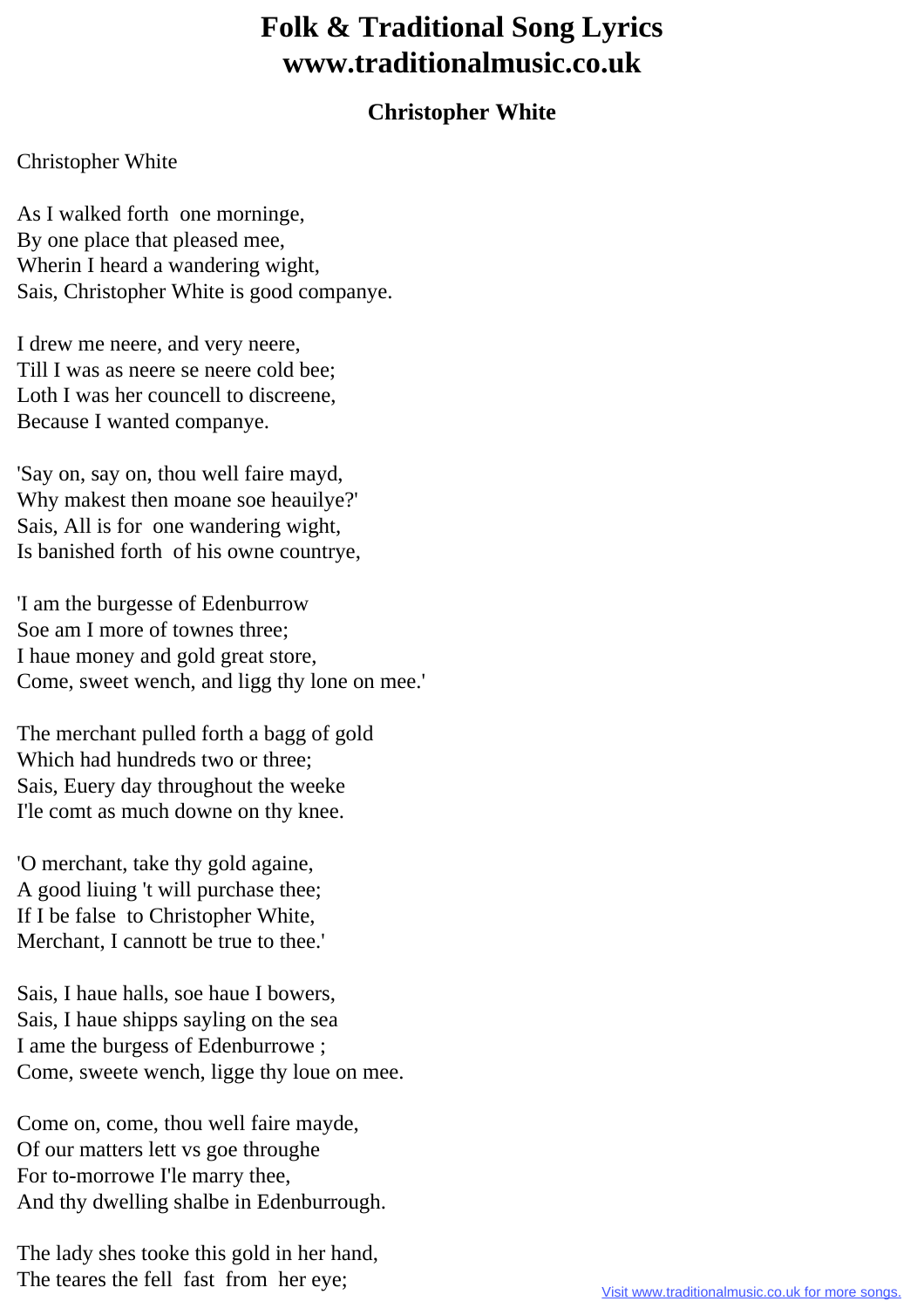# Folk & Traditional Song Lyrics www.traditionalmusic.co.uk

## Christopher White

Christopher White

As I walked forth one morninge,
By one place that pleased mee,
Wherin I heard a wandering wight,
Sais, Christopher White is good companye.

I drew me neere, and very neere,
Till I was as neere se neere cold bee;
Loth I was her councell to discreene,
Because I wanted companye.

'Say on, say on, thou well faire mayd,
Why makest then moane soe heauilye?'
Sais, All is for one wandering wight,
Is banished forth of his owne countrye,

'I am the burgesse of Edenburrow
Soe am I more of townes three;
I haue money and gold great store,
Come, sweet wench, and ligg thy lone on mee.'

The merchant pulled forth a bagg of gold
Which had hundreds two or three;
Sais, Euery day throughout the weeke
I'le comt as much downe on thy knee.

'O merchant, take thy gold againe,
A good liuing 't will purchase thee;
If I be false to Christopher White,
Merchant, I cannott be true to thee.'

Sais, I haue halls, soe haue I bowers,
Sais, I haue shipps sayling on the sea
I ame the burgess of Edenburrowe ;
Come, sweete wench, ligge thy loue on mee.

Come on, come, thou well faire mayde,
Of our matters lett vs goe throughe
For to-morrowe I'le marry thee,
And thy dwelling shalbe in Edenburrough.

The lady shes tooke this gold in her hand,
The teares the fell fast from her eye;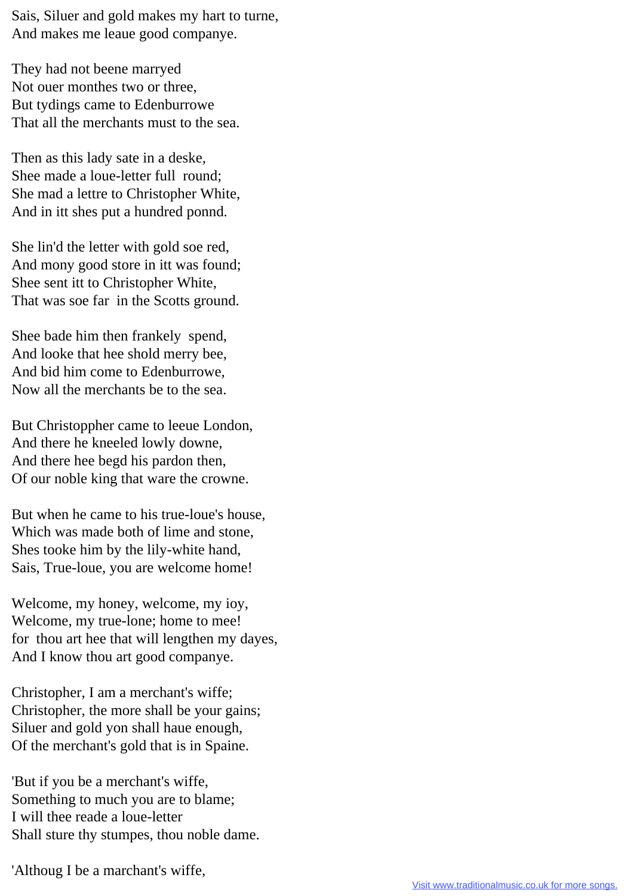Sais, Siluer and gold makes my hart to turne,
And makes me leaue good companye.

They had not beene marryed
Not ouer monthes two or three,
But tydings came to Edenburrowe
That all the merchants must to the sea.

Then as this lady sate in a deske,
Shee made a loue-letter full round;
She mad a lettre to Christopher White,
And in itt shes put a hundred ponnd.

She lin'd the letter with gold soe red,
And mony good store in itt was found;
Shee sent itt to Christopher White,
That was soe far in the Scotts ground.

Shee bade him then frankely spend,
And looke that hee shold merry bee,
And bid him come to Edenburrowe,
Now all the merchants be to the sea.

But Christoppher came to leeue London,
And there he kneeled lowly downe,
And there hee begd his pardon then,
Of our noble king that ware the crowne.

But when he came to his true-loue's house,
Which was made both of lime and stone,
Shes tooke him by the lily-white hand,
Sais, True-loue, you are welcome home!

Welcome, my honey, welcome, my ioy,
Welcome, my true-lone; home to mee!
for thou art hee that will lengthen my dayes,
And I know thou art good companye.

Christopher, I am a merchant's wiffe;
Christopher, the more shall be your gains;
Siluer and gold yon shall haue enough,
Of the merchant's gold that is in Spaine.

'But if you be a merchant's wiffe,
Something to much you are to blame;
I will thee reade a loue-letter
Shall sture thy stumpes, thou noble dame.

'Althoug I be a marchant's wiffe,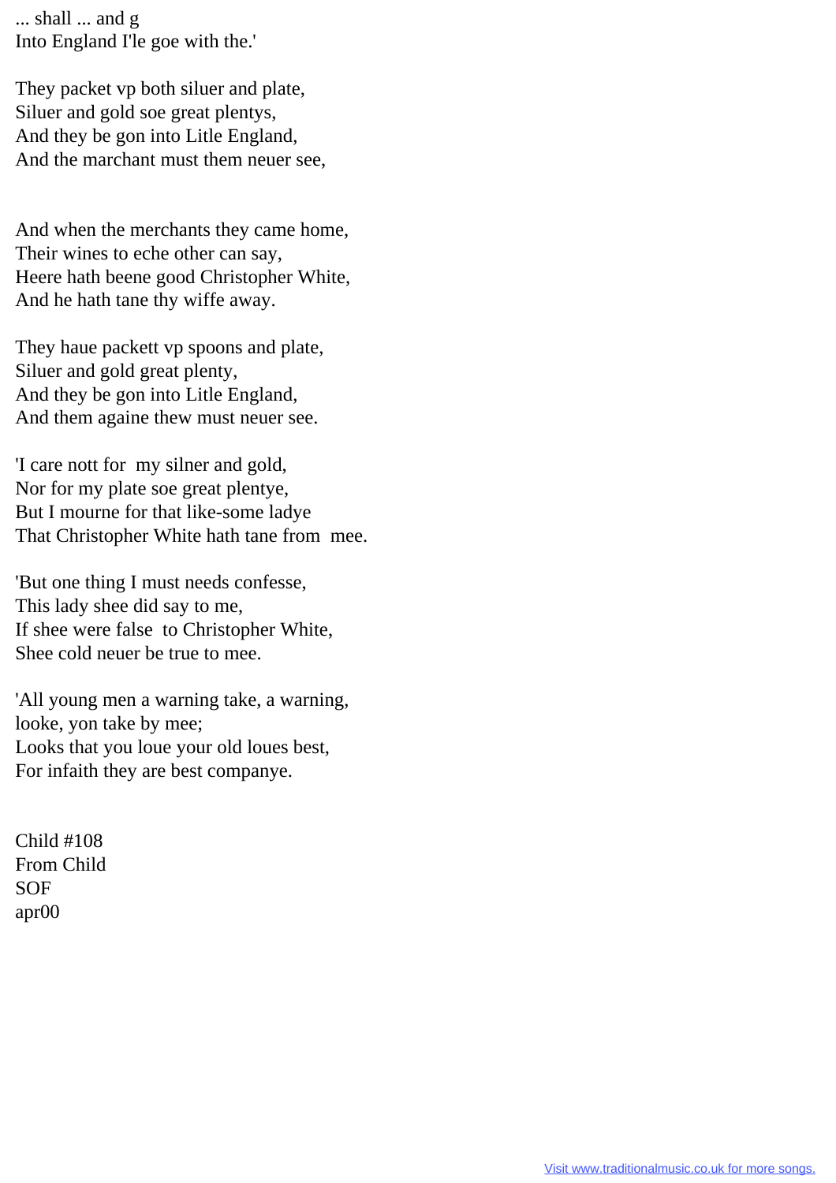... shall ... and g
Into England I'le goe with the.'

They packet vp both siluer and plate,
Siluer and gold soe great plentys,
And they be gon into Litle England,
And the marchant must them neuer see,

And when the merchants they came home,
Their wines to eche other can say,
Heere hath beene good Christopher White,
And he hath tane thy wiffe away.

They haue packett vp spoons and plate,
Siluer and gold great plenty,
And they be gon into Litle England,
And them againe thew must neuer see.

'I care nott for  my silner and gold,
Nor for my plate soe great plentye,
But I mourne for that like-some ladye
That Christopher White hath tane from  mee.

'But one thing I must needs confesse,
This lady shee did say to me,
If shee were false  to Christopher White,
Shee cold neuer be true to mee.

'All young men a warning take, a warning,
looke, yon take by mee;
Looks that you loue your old loues best,
For infaith they are best companye.

Child #108
From Child
SOF
apr00

Visit www.traditionalmusic.co.uk for more songs.